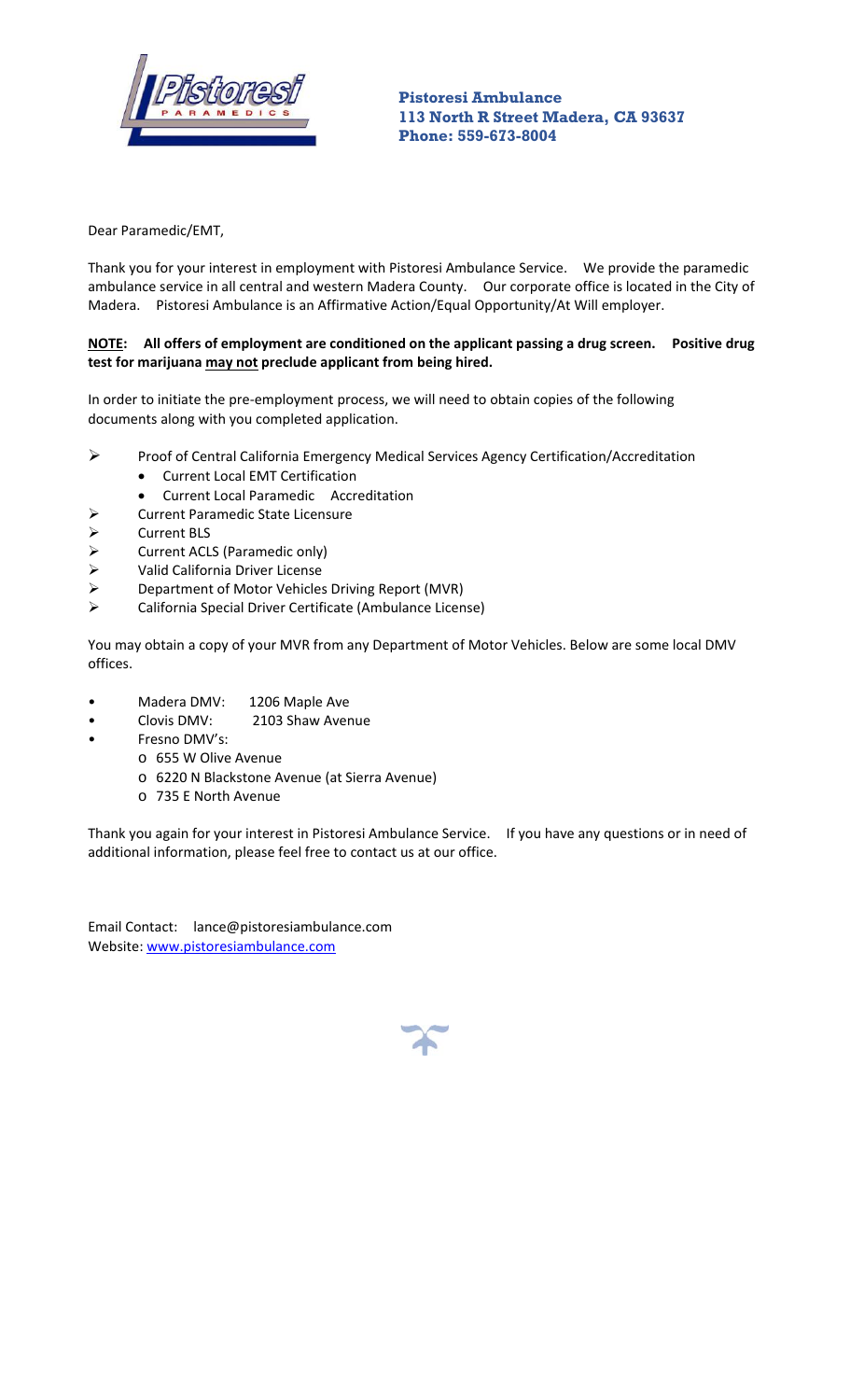**Pistoresi Ambulance**
**113 North R Street Madera, CA 93637**
**Phone: 559-673-8004**

Dear Paramedic/EMT,

Thank you for your interest in employment with Pistoresi Ambulance Service. We provide the paramedic ambulance service in all central and western Madera County. Our corporate office is located in the City of Madera. Pistoresi Ambulance is an Affirmative Action/Equal Opportunity/At Will employer.

**<u>NOTE</u>: All offers of employment are conditioned on the applicant passing a drug screen. Positive drug test for marijuana <u>may not</u> preclude applicant from being hired.**

In order to initiate the pre-employment process, we will need to obtain copies of the following documents along with you completed application.

- Proof of Central California Emergency Medical Services Agency Certification/Accreditation
  - Current Local EMT Certification
  - Current Local Paramedic Accreditation
- Current Paramedic State Licensure
- Current BLS
- Current ACLS (Paramedic only)
- Valid California Driver License
- Department of Motor Vehicles Driving Report (MVR)
- California Special Driver Certificate (Ambulance License)

You may obtain a copy of your MVR from any Department of Motor Vehicles. Below are some local DMV offices.

- Madera DMV: 1206 Maple Ave
- Clovis DMV: 2103 Shaw Avenue
- Fresno DMV's:
  - 655 W Olive Avenue
  - 6220 N Blackstone Avenue (at Sierra Avenue)
  - 735 E North Avenue

Thank you again for your interest in Pistoresi Ambulance Service. If you have any questions or in need of additional information, please feel free to contact us at our office.

Email Contact: lance@pistoresiambulance.com
Website: www.pistoresiambulance.com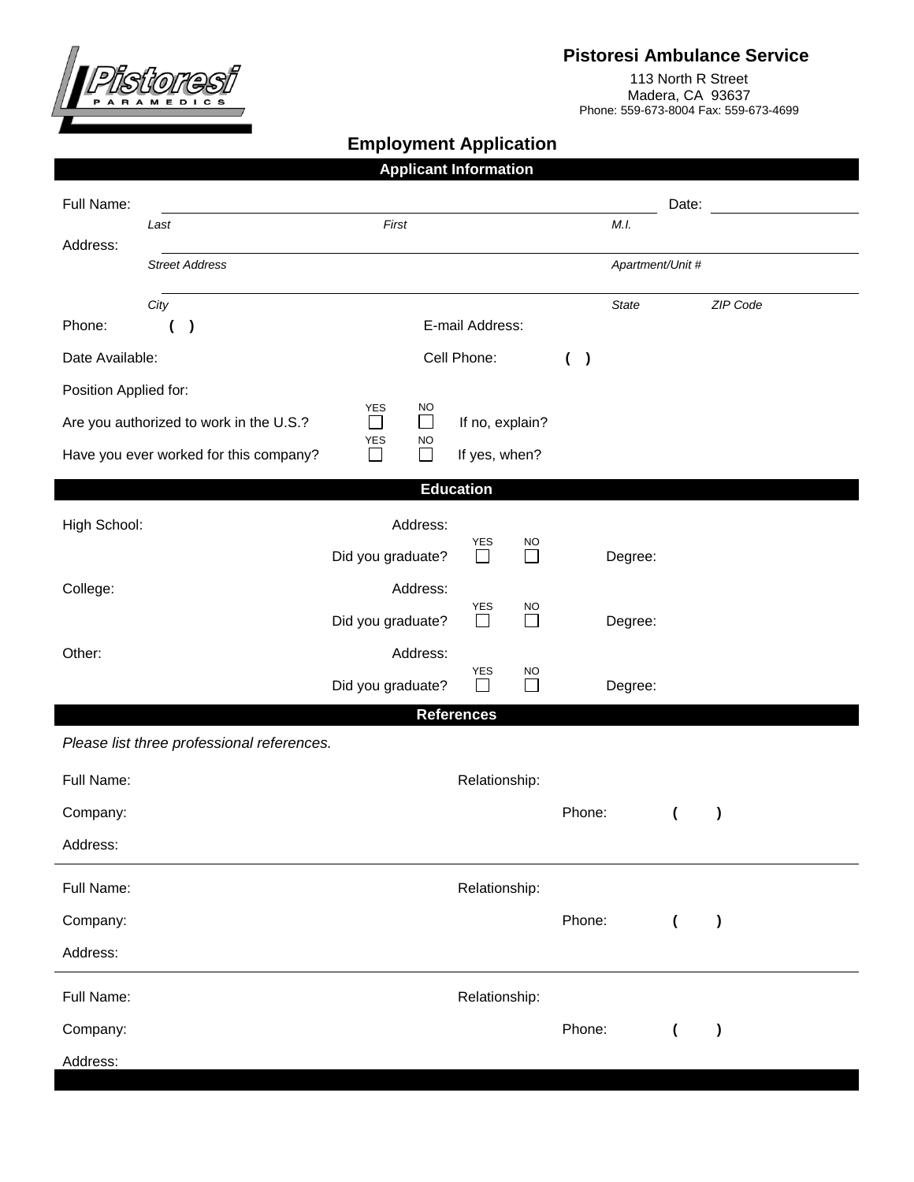**Pistoresi Ambulance Service**

113 North R Street
Madera, CA 93637
Phone: 559-673-8004 Fax: 559-673-4699

# Employment Application

## Applicant Information

Full Name: ______________________________ Date: __________

*Last* *First* *M.I.*

Address: ______________________________

*Street Address* *Apartment/Unit #*

______________________________

*City* *State* *ZIP Code*

Phone: ( ) E-mail Address:

Date Available: Cell Phone: ( )

Position Applied for:

Are you authorized to work in the U.S.? YES ☐ NO ☐ If no, explain?

Have you ever worked for this company? YES ☐ NO ☐ If yes, when?

## Education

High School: Address:

Did you graduate? YES ☐ NO ☐ Degree:

College: Address:

Did you graduate? YES ☐ NO ☐ Degree:

Other: Address:

Did you graduate? YES ☐ NO ☐ Degree:

## References

*Please list three professional references.*

Full Name: Relationship:

Company: Phone: ( )

Address:

---

Full Name: Relationship:

Company: Phone: ( )

Address:

---

Full Name: Relationship:

Company: Phone: ( )

Address: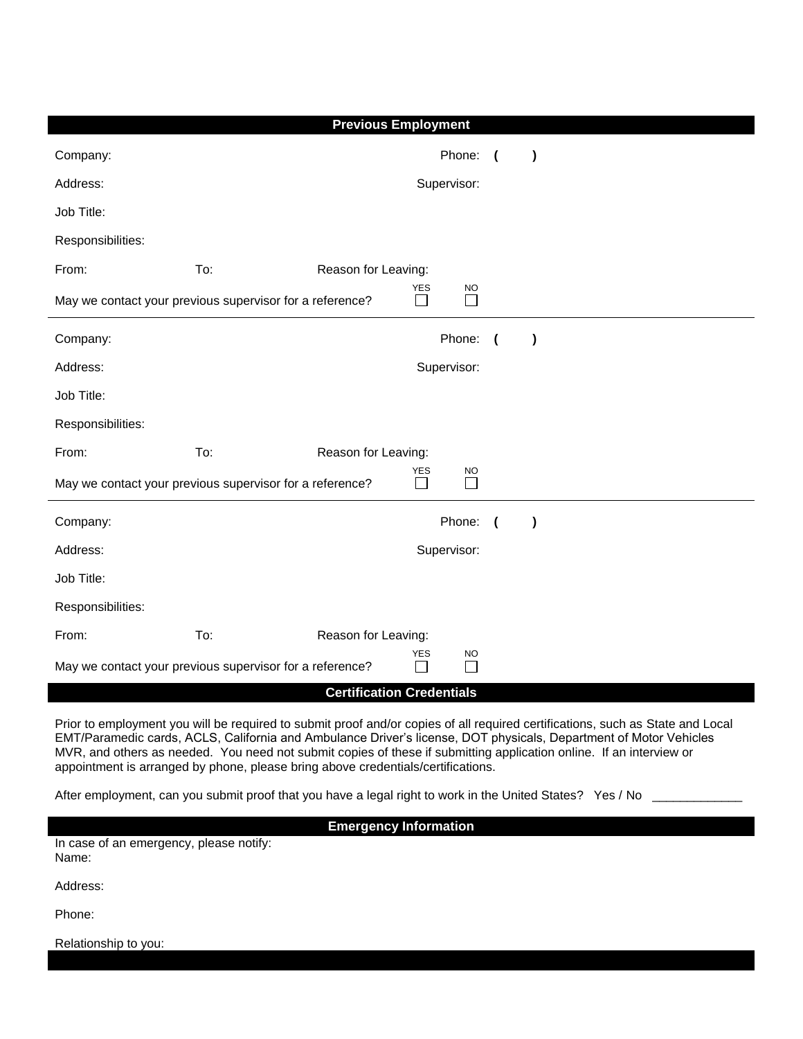## Previous Employment

Company: Phone: ( )

Address: Supervisor:

Job Title:

Responsibilities:

From: To: Reason for Leaving:

May we contact your previous supervisor for a reference? YES ☐ NO ☐

---

Company: Phone: ( )

Address: Supervisor:

Job Title:

Responsibilities:

From: To: Reason for Leaving:

May we contact your previous supervisor for a reference? YES ☐ NO ☐

---

Company: Phone: ( )

Address: Supervisor:

Job Title:

Responsibilities:

From: To: Reason for Leaving:

May we contact your previous supervisor for a reference? YES ☐ NO ☐

## Certification Credentials

Prior to employment you will be required to submit proof and/or copies of all required certifications, such as State and Local EMT/Paramedic cards, ACLS, California and Ambulance Driver's license, DOT physicals, Department of Motor Vehicles MVR, and others as needed. You need not submit copies of these if submitting application online. If an interview or appointment is arranged by phone, please bring above credentials/certifications.

After employment, can you submit proof that you have a legal right to work in the United States? Yes / No ____________

## Emergency Information

In case of an emergency, please notify:

Name:

Address:

Phone:

Relationship to you: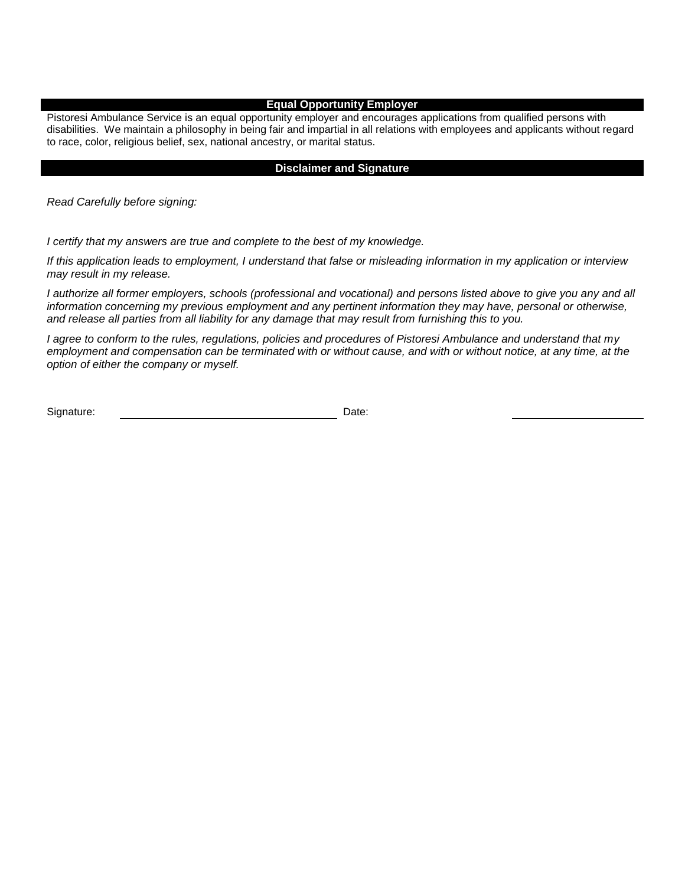## Equal Opportunity Employer

Pistoresi Ambulance Service is an equal opportunity employer and encourages applications from qualified persons with disabilities. We maintain a philosophy in being fair and impartial in all relations with employees and applicants without regard to race, color, religious belief, sex, national ancestry, or marital status.

## Disclaimer and Signature

*Read Carefully before signing:*

*I certify that my answers are true and complete to the best of my knowledge.*

*If this application leads to employment, I understand that false or misleading information in my application or interview may result in my release.*

*I authorize all former employers, schools (professional and vocational) and persons listed above to give you any and all information concerning my previous employment and any pertinent information they may have, personal or otherwise, and release all parties from all liability for any damage that may result from furnishing this to you.*

*I agree to conform to the rules, regulations, policies and procedures of Pistoresi Ambulance and understand that my employment and compensation can be terminated with or without cause, and with or without notice, at any time, at the option of either the company or myself.*

Signature: ______________________________ Date: ____________________